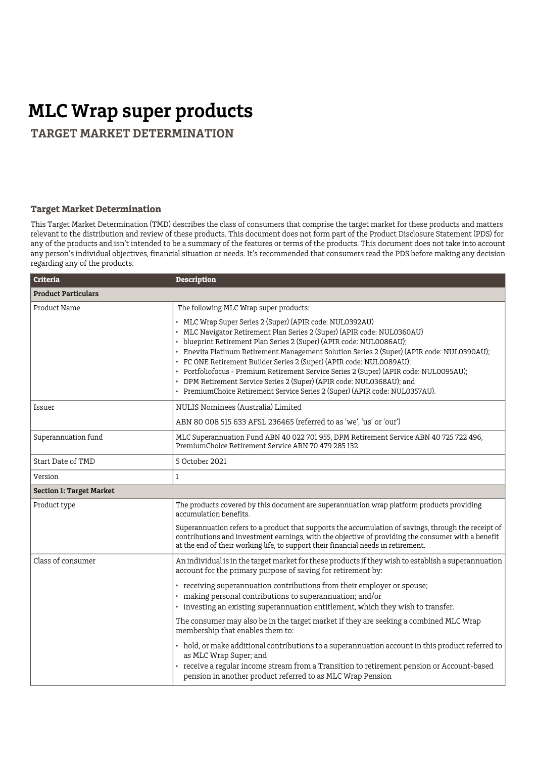# MLC Wrap super products

## TARGET MARKET DETERMINATION

### Target Market Determination

This Target Market Determination (TMD) describes the class of consumers that comprise the target market for these products and matters relevant to the distribution and review of these products. This document does not form part of the Product Disclosure Statement (PDS) for any of the products and isn't intended to be a summary of the features or terms of the products. This document does not take into account any person's individual objectives, financial situation or needs. It's recommended that consumers read the PDS before making any decision regarding any of the products.

| Criteria | Description |
|---|---|
| **Product Particulars** | |
| Product Name | The following MLC Wrap super products:<br>• MLC Wrap Super Series 2 (Super) (APIR code: NUL0392AU)<br>• MLC Navigator Retirement Plan Series 2 (Super) (APIR code: NUL0360AU)<br>• blueprint Retirement Plan Series 2 (Super) (APIR code: NUL0086AU);<br>• Enevita Platinum Retirement Management Solution Series 2 (Super) (APIR code: NUL0390AU);<br>• FC ONE Retirement Builder Series 2 (Super) (APIR code: NUL0089AU);<br>• Portfoliofocus - Premium Retirement Service Series 2 (Super) (APIR code: NUL0095AU);<br>• DPM Retirement Service Series 2 (Super) (APIR code: NUL0368AU); and<br>• PremiumChoice Retirement Service Series 2 (Super) (APIR code: NUL0357AU). |
| Issuer | NULIS Nominees (Australia) Limited<br>ABN 80 008 515 633 AFSL 236465 (referred to as 'we', 'us' or 'our') |
| Superannuation fund | MLC Superannuation Fund ABN 40 022 701 955, DPM Retirement Service ABN 40 725 722 496, PremiumChoice Retirement Service ABN 70 479 285 132 |
| Start Date of TMD | 5 October 2021 |
| Version | 1 |
| **Section 1: Target Market** | |
| Product type | The products covered by this document are superannuation wrap platform products providing accumulation benefits.<br>Superannuation refers to a product that supports the accumulation of savings, through the receipt of contributions and investment earnings, with the objective of providing the consumer with a benefit at the end of their working life, to support their financial needs in retirement. |
| Class of consumer | An individual is in the target market for these products if they wish to establish a superannuation account for the primary purpose of saving for retirement by:<br>• receiving superannuation contributions from their employer or spouse;<br>• making personal contributions to superannuation; and/or<br>• investing an existing superannuation entitlement, which they wish to transfer.<br>The consumer may also be in the target market if they are seeking a combined MLC Wrap membership that enables them to:<br>• hold, or make additional contributions to a superannuation account in this product referred to as MLC Wrap Super; and<br>• receive a regular income stream from a Transition to retirement pension or Account-based pension in another product referred to as MLC Wrap Pension |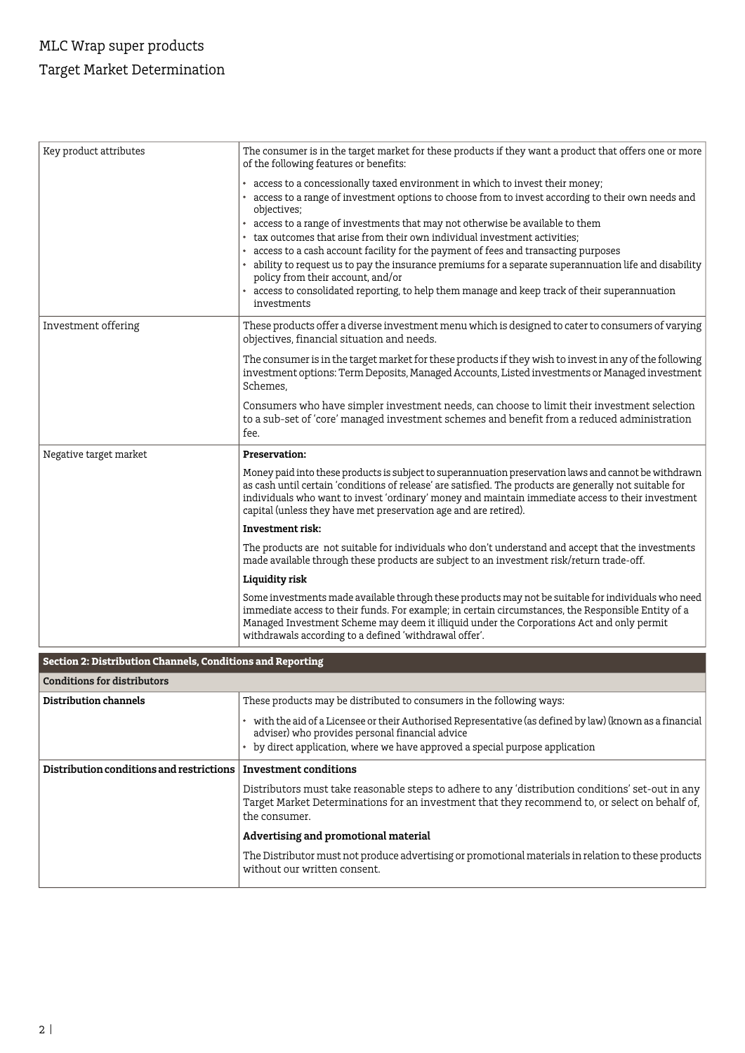| | |
|---|---|
| Key product attributes | The consumer is in the target market for these products if they want a product that offers one or more of the following features or benefits:<br>• access to a concessionally taxed environment in which to invest their money;<br>• access to a range of investment options to choose from to invest according to their own needs and objectives;<br>• access to a range of investments that may not otherwise be available to them<br>• tax outcomes that arise from their own individual investment activities;<br>• access to a cash account facility for the payment of fees and transacting purposes<br>• ability to request us to pay the insurance premiums for a separate superannuation life and disability policy from their account, and/or<br>• access to consolidated reporting, to help them manage and keep track of their superannuation investments |
| Investment offering | These products offer a diverse investment menu which is designed to cater to consumers of varying objectives, financial situation and needs.<br>The consumer is in the target market for these products if they wish to invest in any of the following investment options: Term Deposits, Managed Accounts, Listed investments or Managed investment Schemes,<br>Consumers who have simpler investment needs, can choose to limit their investment selection to a sub-set of 'core' managed investment schemes and benefit from a reduced administration fee. |
| Negative target market | **Preservation:**<br>Money paid into these products is subject to superannuation preservation laws and cannot be withdrawn as cash until certain 'conditions of release' are satisfied. The products are generally not suitable for individuals who want to invest 'ordinary' money and maintain immediate access to their investment capital (unless they have met preservation age and are retired).<br>**Investment risk:**<br>The products are not suitable for individuals who don't understand and accept that the investments made available through these products are subject to an investment risk/return trade-off.<br>**Liquidity risk**<br>Some investments made available through these products may not be suitable for individuals who need immediate access to their funds. For example; in certain circumstances, the Responsible Entity of a Managed Investment Scheme may deem it illiquid under the Corporations Act and only permit withdrawals according to a defined 'withdrawal offer'. |

## Section 2: Distribution Channels, Conditions and Reporting

| Conditions for distributors | |
|---|---|
| **Distribution channels** | These products may be distributed to consumers in the following ways:<br>• with the aid of a Licensee or their Authorised Representative (as defined by law) (known as a financial adviser) who provides personal financial advice<br>• by direct application, where we have approved a special purpose application |
| **Distribution conditions and restrictions** | **Investment conditions**<br>Distributors must take reasonable steps to adhere to any 'distribution conditions' set-out in any Target Market Determinations for an investment that they recommend to, or select on behalf of, the consumer.<br>**Advertising and promotional material**<br>The Distributor must not produce advertising or promotional materials in relation to these products without our written consent. |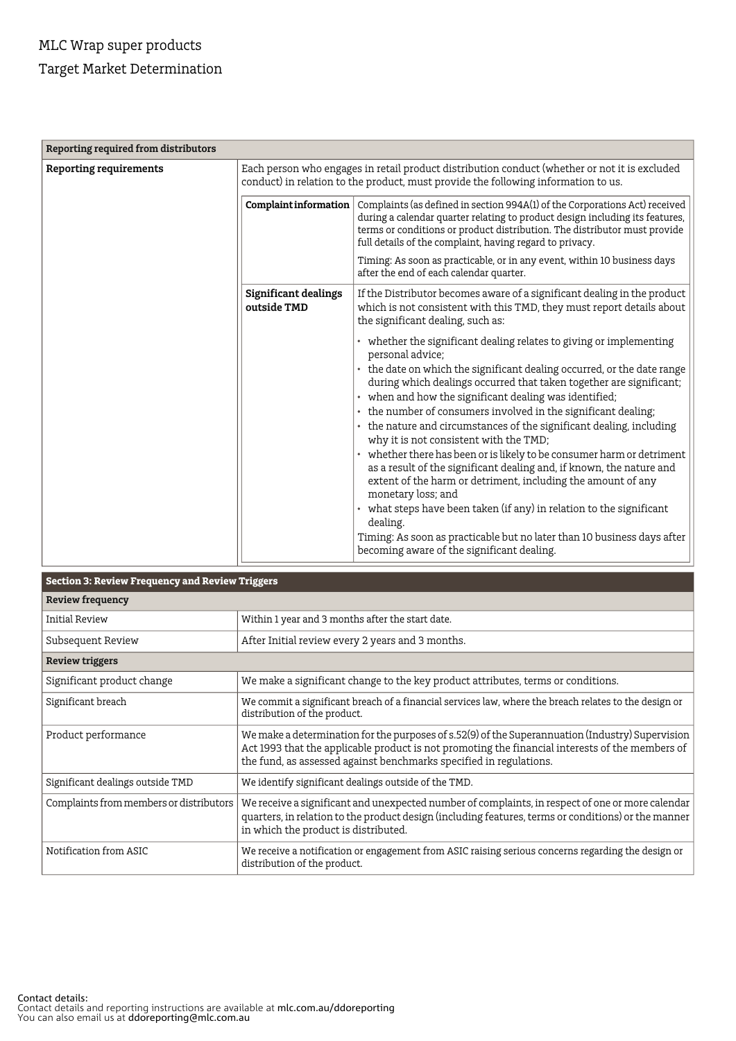| Reporting required from distributors | | |
|---|---|---|
| **Reporting requirements** | Each person who engages in retail product distribution conduct (whether or not it is excluded conduct) in relation to the product, must provide the following information to us. | |
| | **Complaint information** | Complaints (as defined in section 994A(1) of the Corporations Act) received during a calendar quarter relating to product design including its features, terms or conditions or product distribution. The distributor must provide full details of the complaint, having regard to privacy.<br><br>Timing: As soon as practicable, or in any event, within 10 business days after the end of each calendar quarter. |
| | **Significant dealings outside TMD** | If the Distributor becomes aware of a significant dealing in the product which is not consistent with this TMD, they must report details about the significant dealing, such as:<br><br>• whether the significant dealing relates to giving or implementing personal advice;<br>• the date on which the significant dealing occurred, or the date range during which dealings occurred that taken together are significant;<br>• when and how the significant dealing was identified;<br>• the number of consumers involved in the significant dealing;<br>• the nature and circumstances of the significant dealing, including why it is not consistent with the TMD;<br>• whether there has been or is likely to be consumer harm or detriment as a result of the significant dealing and, if known, the nature and extent of the harm or detriment, including the amount of any monetary loss; and<br>• what steps have been taken (if any) in relation to the significant dealing.<br><br>Timing: As soon as practicable but no later than 10 business days after becoming aware of the significant dealing. |

| Section 3: Review Frequency and Review Triggers | |
|---|---|
| **Review frequency** | |
| Initial Review | Within 1 year and 3 months after the start date. |
| Subsequent Review | After Initial review every 2 years and 3 months. |
| **Review triggers** | |
| Significant product change | We make a significant change to the key product attributes, terms or conditions. |
| Significant breach | We commit a significant breach of a financial services law, where the breach relates to the design or distribution of the product. |
| Product performance | We make a determination for the purposes of s.52(9) of the Superannuation (Industry) Supervision Act 1993 that the applicable product is not promoting the financial interests of the members of the fund, as assessed against benchmarks specified in regulations. |
| Significant dealings outside TMD | We identify significant dealings outside of the TMD. |
| Complaints from members or distributors | We receive a significant and unexpected number of complaints, in respect of one or more calendar quarters, in relation to the product design (including features, terms or conditions) or the manner in which the product is distributed. |
| Notification from ASIC | We receive a notification or engagement from ASIC raising serious concerns regarding the design or distribution of the product. |

**Contact details:**
Contact details and reporting instructions are available at **mlc.com.au/ddoreporting**
You can also email us at **ddoreporting@mlc.com.au**